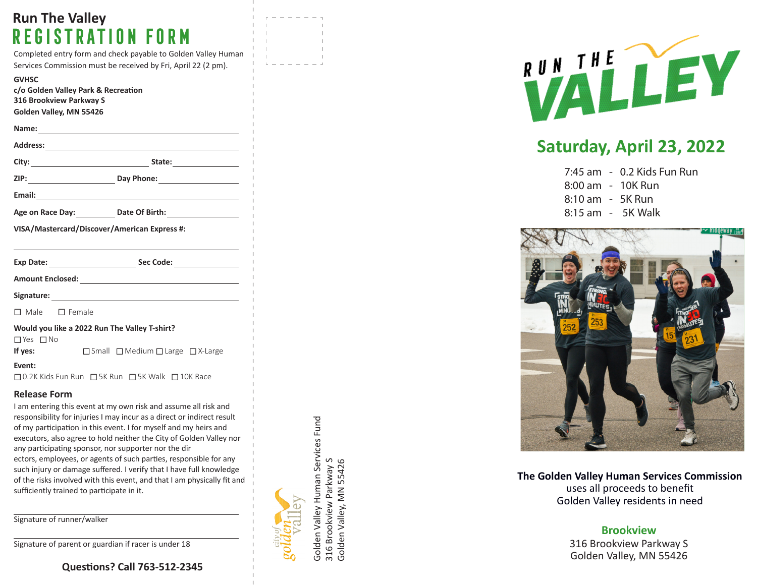# Run The Valley

## REGISTRATION FORM

Completed entry form and check payable to Golden Valley Human Services Commission must be received by Fri, April 22 (2 pm).

**GVHSC**
**c/o Golden Valley Park & Recreation**
**316 Brookview Parkway S**
**Golden Valley, MN 55426**

**Name:** ______________________________

**Address:** ______________________________

**City:** ________________ **State:** __________

**ZIP:** ______________ **Day Phone:** ______________

**Email:** ______________________________

**Age on Race Day:** ________ **Date Of Birth:** ______________

**VISA/Mastercard/Discover/American Express #:**

______________________________

**Exp Date:** ______________ **Sec Code:** __________

**Amount Enclosed:** ______________________________

**Signature:** ______________________________

☐ Male ☐ Female

**Would you like a 2022 Run The Valley T-shirt?**
☐ Yes ☐ No

**If yes:** ☐ Small ☐ Medium ☐ Large ☐ X-Large

**Event:**
☐ 0.2K Kids Fun Run ☐ 5K Run ☐ 5K Walk ☐ 10K Race

### Release Form

I am entering this event at my own risk and assume all risk and responsibility for injuries I may incur as a direct or indirect result of my participation in this event. I for myself and my heirs and executors, also agree to hold neither the City of Golden Valley nor any participating sponsor, nor supporter nor the dir ectors, employees, or agents of such parties, responsible for any such injury or damage suffered. I verify that I have full knowledge of the risks involved with this event, and that I am physically fit and sufficiently trained to participate in it.

______________________________
Signature of runner/walker

______________________________
Signature of parent or guardian if racer is under 18

**Questions? Call 763-512-2345**

city of golden valley

Golden Valley Human Services Fund
316 Brookview Parkway S
Golden Valley, MN 55426

# RUN THE VALLEY

## Saturday, April 23, 2022

7:45 am - 0.2 Kids Fun Run
8:00 am - 10K Run
8:10 am - 5K Run
8:15 am - 5K Walk

**The Golden Valley Human Services Commission** uses all proceeds to benefit Golden Valley residents in need

**Brookview**
316 Brookview Parkway S
Golden Valley, MN 55426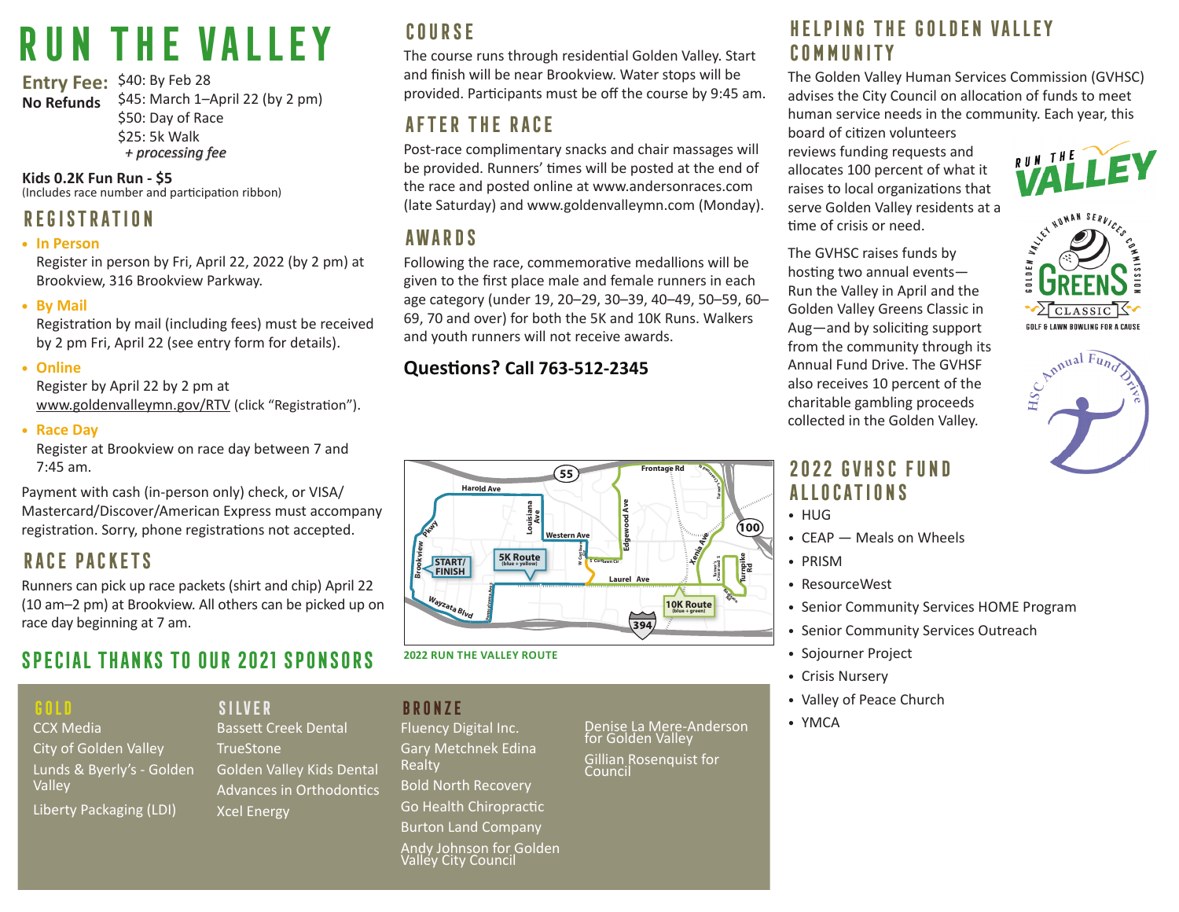# RUN THE VALLEY

**Entry Fee:** $40: By Feb 28
**No Refunds** $45: March 1–April 22 (by 2 pm)
$50: Day of Race
$25: 5k Walk
*+ processing fee*

**Kids 0.2K Fun Run - $5**
(Includes race number and participation ribbon)

## REGISTRATION

- **In Person**
  Register in person by Fri, April 22, 2022 (by 2 pm) at Brookview, 316 Brookview Parkway.
- **By Mail**
  Registration by mail (including fees) must be received by 2 pm Fri, April 22 (see entry form for details).
- **Online**
  Register by April 22 by 2 pm at www.goldenvalleymn.gov/RTV (click "Registration").
- **Race Day**
  Register at Brookview on race day between 7 and 7:45 am.

Payment with cash (in-person only) check, or VISA/ Mastercard/Discover/American Express must accompany registration. Sorry, phone registrations not accepted.

## RACE PACKETS

Runners can pick up race packets (shirt and chip) April 22 (10 am–2 pm) at Brookview. All others can be picked up on race day beginning at 7 am.

## COURSE

The course runs through residential Golden Valley. Start and finish will be near Brookview. Water stops will be provided. Participants must be off the course by 9:45 am.

## AFTER THE RACE

Post-race complimentary snacks and chair massages will be provided. Runners' times will be posted at the end of the race and posted online at www.andersonraces.com (late Saturday) and www.goldenvalleymn.com (Monday).

## AWARDS

Following the race, commemorative medallions will be given to the first place male and female runners in each age category (under 19, 20–29, 30–39, 40–49, 50–59, 60–69, 70 and over) for both the 5K and 10K Runs. Walkers and youth runners will not receive awards.

### Questions? Call 763-512-2345

Harold Ave
55
Frontage Rd
Louisiana Ave
Edgewood Ave
Western Ave
100
Brookview Pkwy
START/ FINISH
5K Route (blue + yellow)
Xenia Ave
Turnpike Rd
Laurel Ave
Wayzata Blvd
10K Route (blue + green)
394

**2022 RUN THE VALLEY ROUTE**

## HELPING THE GOLDEN VALLEY COMMUNITY

The Golden Valley Human Services Commission (GVHSC) advises the City Council on allocation of funds to meet human service needs in the community. Each year, this board of citizen volunteers reviews funding requests and allocates 100 percent of what it raises to local organizations that serve Golden Valley residents at a time of crisis or need.

The GVHSC raises funds by hosting two annual events—Run the Valley in April and the Golden Valley Greens Classic in Aug—and by soliciting support from the community through its Annual Fund Drive. The GVHSF also receives 10 percent of the charitable gambling proceeds collected in the Golden Valley.

RUN THE VALLEY

GOLDEN VALLEY HUMAN SERVICES COMMISSION
GREENS
CLASSIC
GOLF & LAWN BOWLING FOR A CAUSE

HSC Annual Fund Drive

## 2022 GVHSC FUND ALLOCATIONS

- HUG
- CEAP — Meals on Wheels
- PRISM
- ResourceWest
- Senior Community Services HOME Program
- Senior Community Services Outreach
- Sojourner Project
- Crisis Nursery
- Valley of Peace Church
- YMCA

## SPECIAL THANKS TO OUR 2021 SPONSORS

### GOLD

CCX Media
City of Golden Valley
Lunds & Byerly's - Golden Valley
Liberty Packaging (LDI)

### SILVER

Bassett Creek Dental
TrueStone
Golden Valley Kids Dental
Advances in Orthodontics
Xcel Energy

### BRONZE

Fluency Digital Inc.
Gary Metchnek Edina Realty
Bold North Recovery
Go Health Chiropractic
Burton Land Company
Andy Johnson for Golden Valley City Council
Denise La Mere-Anderson for Golden Valley
Gillian Rosenquist for Council